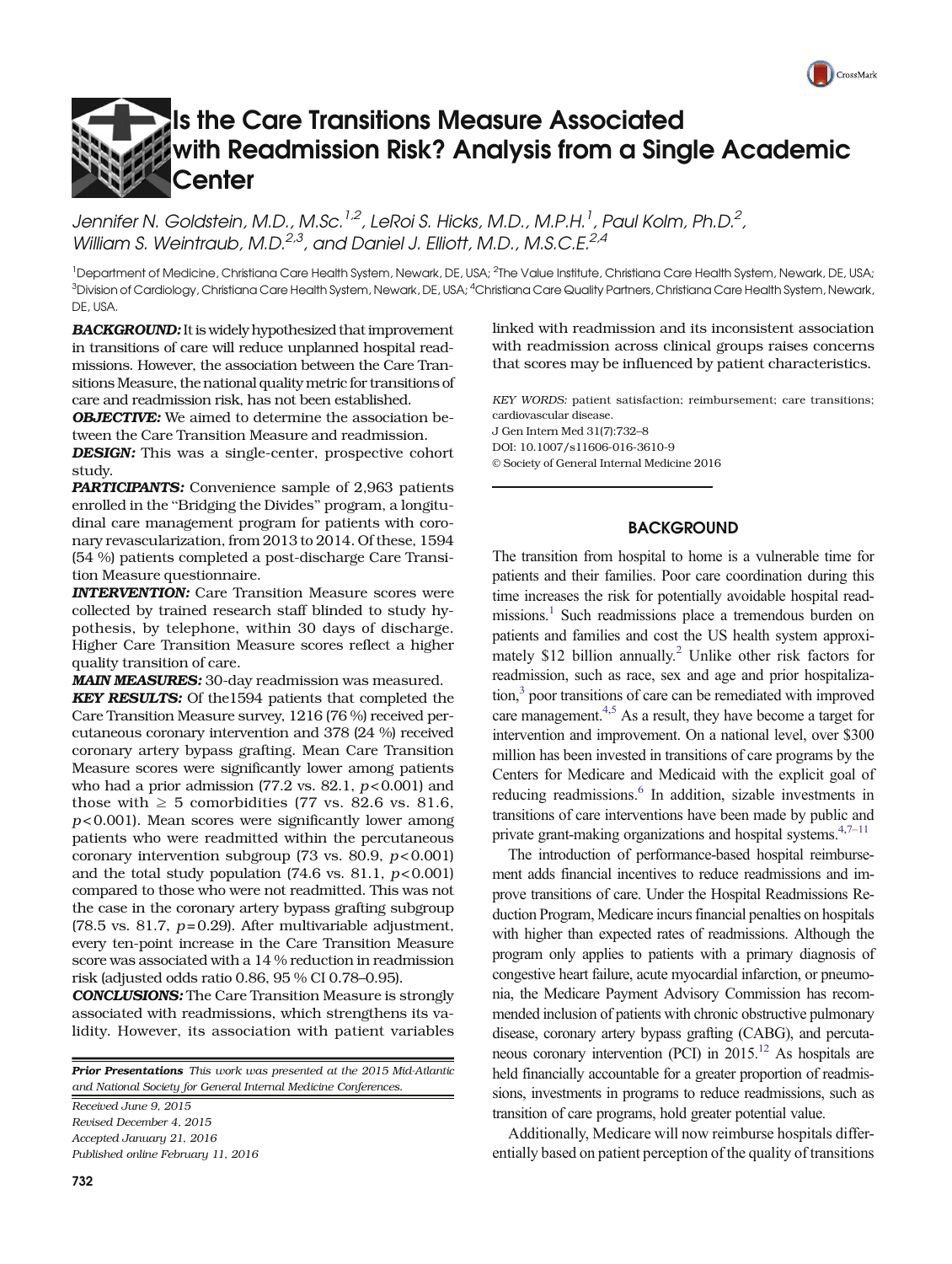# Is the Care Transitions Measure Associated with Readmission Risk? Analysis from a Single Academic Center

*Jennifer N. Goldstein, M.D., M.Sc.*[1,2]*, LeRoi S. Hicks, M.D., M.P.H.*[1]*, Paul Kolm, Ph.D.*[2]*, William S. Weintraub, M.D.*[2,3]*, and Daniel J. Elliott, M.D., M.S.C.E.*[2,4]

[1]Department of Medicine, Christiana Care Health System, Newark, DE, USA; [2]The Value Institute, Christiana Care Health System, Newark, DE, USA; [3]Division of Cardiology, Christiana Care Health System, Newark, DE, USA; [4]Christiana Care Quality Partners, Christiana Care Health System, Newark, DE, USA.

***BACKGROUND:*** It is widely hypothesized that improvement in transitions of care will reduce unplanned hospital readmissions. However, the association between the Care Transitions Measure, the national quality metric for transitions of care and readmission risk, has not been established.

***OBJECTIVE:*** We aimed to determine the association between the Care Transition Measure and readmission.

***DESIGN:*** This was a single-center, prospective cohort study.

***PARTICIPANTS:*** Convenience sample of 2,963 patients enrolled in the "Bridging the Divides" program, a longitudinal care management program for patients with coronary revascularization, from 2013 to 2014. Of these, 1594 (54 %) patients completed a post-discharge Care Transition Measure questionnaire.

***INTERVENTION:*** Care Transition Measure scores were collected by trained research staff blinded to study hypothesis, by telephone, within 30 days of discharge. Higher Care Transition Measure scores reflect a higher quality transition of care.

***MAIN MEASURES:*** 30-day readmission was measured.

***KEY RESULTS:*** Of the1594 patients that completed the Care Transition Measure survey, 1216 (76 %) received percutaneous coronary intervention and 378 (24 %) received coronary artery bypass grafting. Mean Care Transition Measure scores were significantly lower among patients who had a prior admission (77.2 vs. 82.1, $p<0.001$) and those with $\geq$ 5 comorbidities (77 vs. 82.6 vs. 81.6, $p<0.001$). Mean scores were significantly lower among patients who were readmitted within the percutaneous coronary intervention subgroup (73 vs. 80.9, $p<0.001$) and the total study population (74.6 vs. 81.1, $p<0.001$) compared to those who were not readmitted. This was not the case in the coronary artery bypass grafting subgroup (78.5 vs. 81.7, $p=0.29$). After multivariable adjustment, every ten-point increase in the Care Transition Measure score was associated with a 14 % reduction in readmission risk (adjusted odds ratio 0.86, 95 % CI 0.78–0.95).

***CONCLUSIONS:*** The Care Transition Measure is strongly associated with readmissions, which strengthens its validity. However, its association with patient variables linked with readmission and its inconsistent association with readmission across clinical groups raises concerns that scores may be influenced by patient characteristics.

*KEY WORDS:* patient satisfaction; reimbursement; care transitions; cardiovascular disease.
J Gen Intern Med 31(7):732–8
DOI: 10.1007/s11606-016-3610-9
© Society of General Internal Medicine 2016

***Prior Presentations*** *This work was presented at the 2015 Mid-Atlantic and National Society for General Internal Medicine Conferences.*

*Received June 9, 2015*
*Revised December 4, 2015*
*Accepted January 21, 2016*
*Published online February 11, 2016*

## BACKGROUND

The transition from hospital to home is a vulnerable time for patients and their families. Poor care coordination during this time increases the risk for potentially avoidable hospital readmissions.[1] Such readmissions place a tremendous burden on patients and families and cost the US health system approximately \$12 billion annually.[2] Unlike other risk factors for readmission, such as race, sex and age and prior hospitalization,[3] poor transitions of care can be remediated with improved care management.[4,5] As a result, they have become a target for intervention and improvement. On a national level, over \$300 million has been invested in transitions of care programs by the Centers for Medicare and Medicaid with the explicit goal of reducing readmissions.[6] In addition, sizable investments in transitions of care interventions have been made by public and private grant-making organizations and hospital systems.[4,7–11]

The introduction of performance-based hospital reimbursement adds financial incentives to reduce readmissions and improve transitions of care. Under the Hospital Readmissions Reduction Program, Medicare incurs financial penalties on hospitals with higher than expected rates of readmissions. Although the program only applies to patients with a primary diagnosis of congestive heart failure, acute myocardial infarction, or pneumonia, the Medicare Payment Advisory Commission has recommended inclusion of patients with chronic obstructive pulmonary disease, coronary artery bypass grafting (CABG), and percutaneous coronary intervention (PCI) in 2015.[12] As hospitals are held financially accountable for a greater proportion of readmissions, investments in programs to reduce readmissions, such as transition of care programs, hold greater potential value.

Additionally, Medicare will now reimburse hospitals differentially based on patient perception of the quality of transitions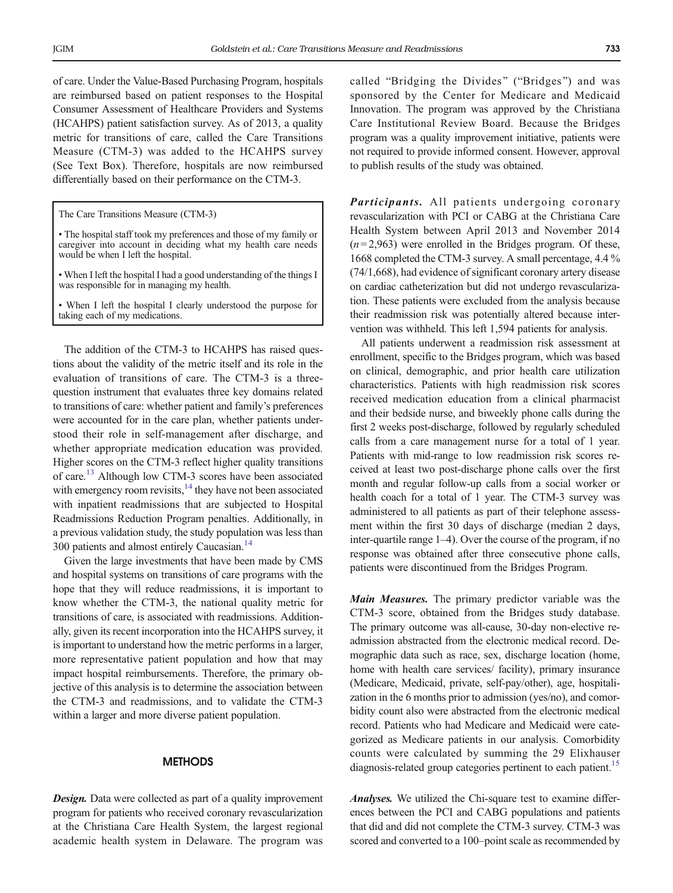of care. Under the Value-Based Purchasing Program, hospitals are reimbursed based on patient responses to the Hospital Consumer Assessment of Healthcare Providers and Systems (HCAHPS) patient satisfaction survey. As of 2013, a quality metric for transitions of care, called the Care Transitions Measure (CTM-3) was added to the HCAHPS survey (See Text Box). Therefore, hospitals are now reimbursed differentially based on their performance on the CTM-3.

> The Care Transitions Measure (CTM-3)
>
> • The hospital staff took my preferences and those of my family or caregiver into account in deciding what my health care needs would be when I left the hospital.
>
> • When I left the hospital I had a good understanding of the things I was responsible for in managing my health.
>
> • When I left the hospital I clearly understood the purpose for taking each of my medications.

The addition of the CTM-3 to HCAHPS has raised questions about the validity of the metric itself and its role in the evaluation of transitions of care. The CTM-3 is a three-question instrument that evaluates three key domains related to transitions of care: whether patient and family's preferences were accounted for in the care plan, whether patients understood their role in self-management after discharge, and whether appropriate medication education was provided. Higher scores on the CTM-3 reflect higher quality transitions of care.[13] Although low CTM-3 scores have been associated with emergency room revisits,[14] they have not been associated with inpatient readmissions that are subjected to Hospital Readmissions Reduction Program penalties. Additionally, in a previous validation study, the study population was less than 300 patients and almost entirely Caucasian.[14]

Given the large investments that have been made by CMS and hospital systems on transitions of care programs with the hope that they will reduce readmissions, it is important to know whether the CTM-3, the national quality metric for transitions of care, is associated with readmissions. Additionally, given its recent incorporation into the HCAHPS survey, it is important to understand how the metric performs in a larger, more representative patient population and how that may impact hospital reimbursements. Therefore, the primary objective of this analysis is to determine the association between the CTM-3 and readmissions, and to validate the CTM-3 within a larger and more diverse patient population.

## METHODS

***Design.*** Data were collected as part of a quality improvement program for patients who received coronary revascularization at the Christiana Care Health System, the largest regional academic health system in Delaware. The program was called "Bridging the Divides" ("Bridges") and was sponsored by the Center for Medicare and Medicaid Innovation. The program was approved by the Christiana Care Institutional Review Board. Because the Bridges program was a quality improvement initiative, patients were not required to provide informed consent. However, approval to publish results of the study was obtained.

***Participants.*** All patients undergoing coronary revascularization with PCI or CABG at the Christiana Care Health System between April 2013 and November 2014 ($n = 2{,}963$) were enrolled in the Bridges program. Of these, 1668 completed the CTM-3 survey. A small percentage, 4.4 % (74/1,668), had evidence of significant coronary artery disease on cardiac catheterization but did not undergo revascularization. These patients were excluded from the analysis because their readmission risk was potentially altered because intervention was withheld. This left 1,594 patients for analysis.

All patients underwent a readmission risk assessment at enrollment, specific to the Bridges program, which was based on clinical, demographic, and prior health care utilization characteristics. Patients with high readmission risk scores received medication education from a clinical pharmacist and their bedside nurse, and biweekly phone calls during the first 2 weeks post-discharge, followed by regularly scheduled calls from a care management nurse for a total of 1 year. Patients with mid-range to low readmission risk scores received at least two post-discharge phone calls over the first month and regular follow-up calls from a social worker or health coach for a total of 1 year. The CTM-3 survey was administered to all patients as part of their telephone assessment within the first 30 days of discharge (median 2 days, inter-quartile range 1–4). Over the course of the program, if no response was obtained after three consecutive phone calls, patients were discontinued from the Bridges Program.

***Main Measures.*** The primary predictor variable was the CTM-3 score, obtained from the Bridges study database. The primary outcome was all-cause, 30-day non-elective readmission abstracted from the electronic medical record. Demographic data such as race, sex, discharge location (home, home with health care services/ facility), primary insurance (Medicare, Medicaid, private, self-pay/other), age, hospitalization in the 6 months prior to admission (yes/no), and comorbidity count also were abstracted from the electronic medical record. Patients who had Medicare and Medicaid were categorized as Medicare patients in our analysis. Comorbidity counts were calculated by summing the 29 Elixhauser diagnosis-related group categories pertinent to each patient.[15]

***Analyses.*** We utilized the Chi-square test to examine differences between the PCI and CABG populations and patients that did and did not complete the CTM-3 survey. CTM-3 was scored and converted to a 100–point scale as recommended by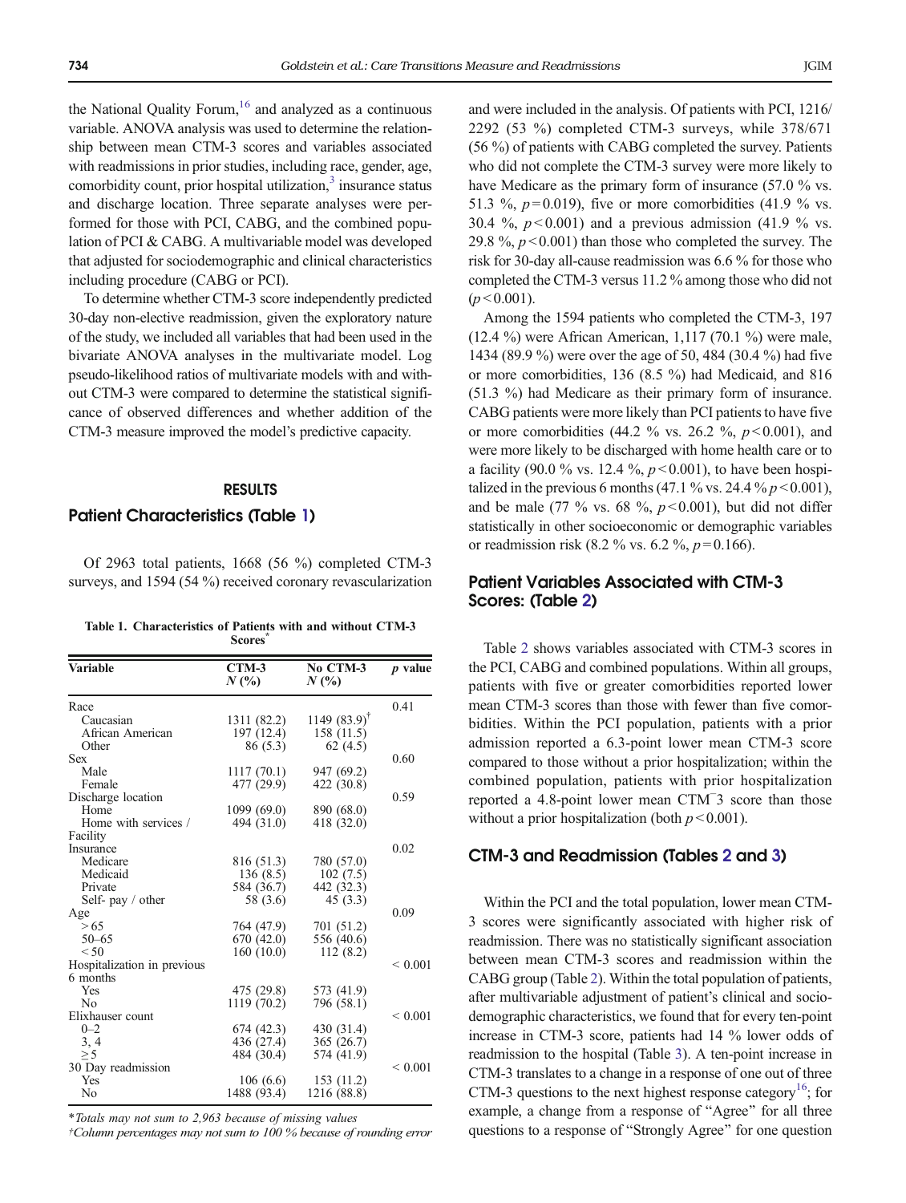the National Quality Forum,[16] and analyzed as a continuous variable. ANOVA analysis was used to determine the relationship between mean CTM-3 scores and variables associated with readmissions in prior studies, including race, gender, age, comorbidity count, prior hospital utilization,[3] insurance status and discharge location. Three separate analyses were performed for those with PCI, CABG, and the combined population of PCI & CABG. A multivariable model was developed that adjusted for sociodemographic and clinical characteristics including procedure (CABG or PCI).

To determine whether CTM-3 score independently predicted 30-day non-elective readmission, given the exploratory nature of the study, we included all variables that had been used in the bivariate ANOVA analyses in the multivariate model. Log pseudo-likelihood ratios of multivariate models with and without CTM-3 were compared to determine the statistical significance of observed differences and whether addition of the CTM-3 measure improved the model's predictive capacity.

## RESULTS

### Patient Characteristics (Table 1)

Of 2963 total patients, 1668 (56 %) completed CTM-3 surveys, and 1594 (54 %) received coronary revascularization and were included in the analysis. Of patients with PCI, 1216/2292 (53 %) completed CTM-3 surveys, while 378/671 (56 %) of patients with CABG completed the survey. Patients who did not complete the CTM-3 survey were more likely to have Medicare as the primary form of insurance (57.0 % vs. 51.3 %, $p = 0.019$), five or more comorbidities (41.9 % vs. 30.4 %, $p < 0.001$) and a previous admission (41.9 % vs. 29.8 %, $p < 0.001$) than those who completed the survey. The risk for 30-day all-cause readmission was 6.6 % for those who completed the CTM-3 versus 11.2 % among those who did not ($p < 0.001$).

Among the 1594 patients who completed the CTM-3, 197 (12.4 %) were African American, 1,117 (70.1 %) were male, 1434 (89.9 %) were over the age of 50, 484 (30.4 %) had five or more comorbidities, 136 (8.5 %) had Medicaid, and 816 (51.3 %) had Medicare as their primary form of insurance. CABG patients were more likely than PCI patients to have five or more comorbidities (44.2 % vs. 26.2 %, $p < 0.001$), and were more likely to be discharged with home health care or to a facility (90.0 % vs. 12.4 %, $p < 0.001$), to have been hospitalized in the previous 6 months (47.1 % vs. 24.4 % $p < 0.001$), and be male (77 % vs. 68 %, $p < 0.001$), but did not differ statistically in other socioeconomic or demographic variables or readmission risk (8.2 % vs. 6.2 %, $p = 0.166$).

**Table 1. Characteristics of Patients with and without CTM-3 Scores***

| Variable | CTM-3 N (%) | No CTM-3 N (%) | p value |
|---|---|---|---|
| Race | | | 0.41 |
| Caucasian | 1311 (82.2) | 1149 (83.9)† | |
| African American | 197 (12.4) | 158 (11.5) | |
| Other | 86 (5.3) | 62 (4.5) | |
| Sex | | | 0.60 |
| Male | 1117 (70.1) | 947 (69.2) | |
| Female | 477 (29.9) | 422 (30.8) | |
| Discharge location | | | 0.59 |
| Home | 1099 (69.0) | 890 (68.0) | |
| Home with services / Facility | 494 (31.0) | 418 (32.0) | |
| Insurance | | | 0.02 |
| Medicare | 816 (51.3) | 780 (57.0) | |
| Medicaid | 136 (8.5) | 102 (7.5) | |
| Private | 584 (36.7) | 442 (32.3) | |
| Self- pay / other | 58 (3.6) | 45 (3.3) | |
| Age | | | 0.09 |
| > 65 | 764 (47.9) | 701 (51.2) | |
| 50–65 | 670 (42.0) | 556 (40.6) | |
| < 50 | 160 (10.0) | 112 (8.2) | |
| Hospitalization in previous 6 months | | | < 0.001 |
| Yes | 475 (29.8) | 573 (41.9) | |
| No | 1119 (70.2) | 796 (58.1) | |
| Elixhauser count | | | < 0.001 |
| 0–2 | 674 (42.3) | 430 (31.4) | |
| 3, 4 | 436 (27.4) | 365 (26.7) | |
| ≥ 5 | 484 (30.4) | 574 (41.9) | |
| 30 Day readmission | | | < 0.001 |
| Yes | 106 (6.6) | 153 (11.2) | |
| No | 1488 (93.4) | 1216 (88.8) | |

*Totals may not sum to 2,963 because of missing values*

†*Column percentages may not sum to 100 % because of rounding error*

### Patient Variables Associated with CTM-3 Scores: (Table 2)

Table 2 shows variables associated with CTM-3 scores in the PCI, CABG and combined populations. Within all groups, patients with five or greater comorbidities reported lower mean CTM-3 scores than those with fewer than five comorbidities. Within the PCI population, patients with a prior admission reported a 6.3-point lower mean CTM-3 score compared to those without a prior hospitalization; within the combined population, patients with prior hospitalization reported a 4.8-point lower mean CTM-3 score than those without a prior hospitalization (both $p < 0.001$).

### CTM-3 and Readmission (Tables 2 and 3)

Within the PCI and the total population, lower mean CTM-3 scores were significantly associated with higher risk of readmission. There was no statistically significant association between mean CTM-3 scores and readmission within the CABG group (Table 2). Within the total population of patients, after multivariable adjustment of patient's clinical and sociodemographic characteristics, we found that for every ten-point increase in CTM-3 score, patients had 14 % lower odds of readmission to the hospital (Table 3). A ten-point increase in CTM-3 translates to a change in a response of one out of three CTM-3 questions to the next highest response category[16]; for example, a change from a response of "Agree" for all three questions to a response of "Strongly Agree" for one question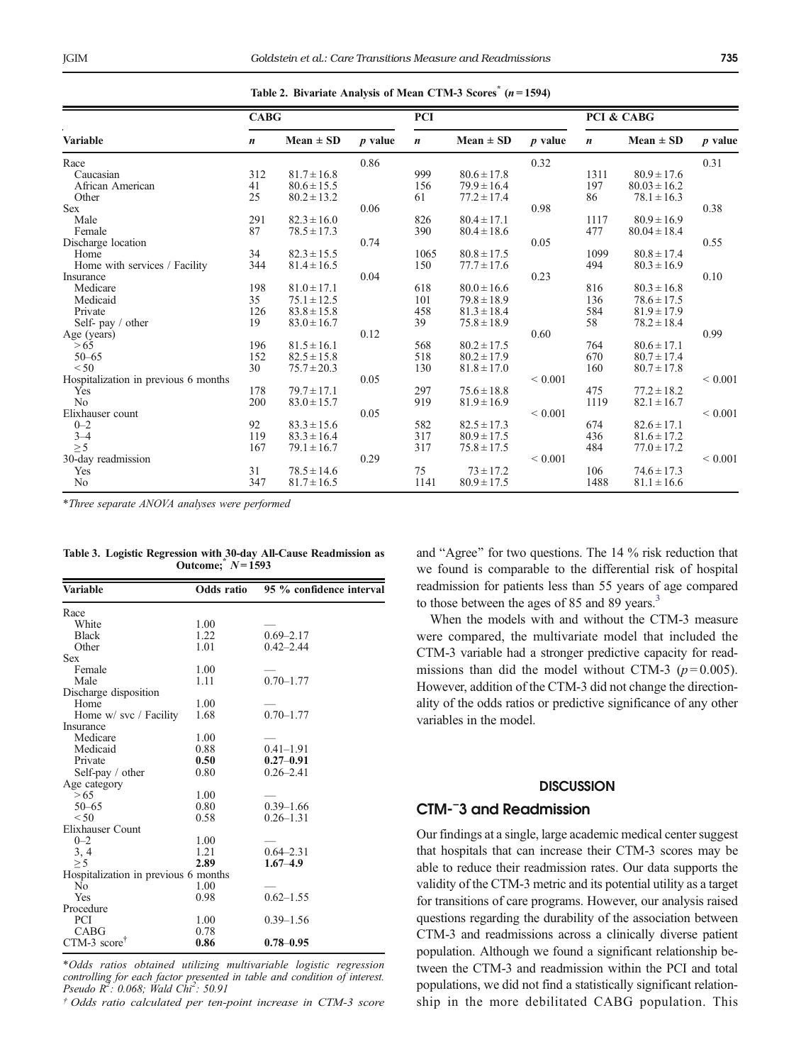**Table 2. Bivariate Analysis of Mean CTM-3 Scores* ($n = 1594$)**

| Variable | CABG | | | PCI | | | PCI & CABG | | |
|---|---|---|---|---|---|---|---|---|---|
| | *n* | Mean ± SD | *p* value | *n* | Mean ± SD | *p* value | *n* | Mean ± SD | *p* value |
| Race | | | 0.86 | | | 0.32 | | | 0.31 |
| Caucasian | 312 | 81.7 ± 16.8 | | 999 | 80.6 ± 17.8 | | 1311 | 80.9 ± 17.6 | |
| African American | 41 | 80.6 ± 15.5 | | 156 | 79.9 ± 16.4 | | 197 | 80.03 ± 16.2 | |
| Other | 25 | 80.2 ± 13.2 | | 61 | 77.2 ± 17.4 | | 86 | 78.1 ± 16.3 | |
| Sex | | | 0.06 | | | 0.98 | | | 0.38 |
| Male | 291 | 82.3 ± 16.0 | | 826 | 80.4 ± 17.1 | | 1117 | 80.9 ± 16.9 | |
| Female | 87 | 78.5 ± 17.3 | | 390 | 80.4 ± 18.6 | | 477 | 80.04 ± 18.4 | |
| Discharge location | | | 0.74 | | | 0.05 | | | 0.55 |
| Home | 34 | 82.3 ± 15.5 | | 1065 | 80.8 ± 17.5 | | 1099 | 80.8 ± 17.4 | |
| Home with services / Facility | 344 | 81.4 ± 16.5 | | 150 | 77.7 ± 17.6 | | 494 | 80.3 ± 16.9 | |
| Insurance | | | 0.04 | | | 0.23 | | | 0.10 |
| Medicare | 198 | 81.0 ± 17.1 | | 618 | 80.0 ± 16.6 | | 816 | 80.3 ± 16.8 | |
| Medicaid | 35 | 75.1 ± 12.5 | | 101 | 79.8 ± 18.9 | | 136 | 78.6 ± 17.5 | |
| Private | 126 | 83.8 ± 15.8 | | 458 | 81.3 ± 18.4 | | 584 | 81.9 ± 17.9 | |
| Self- pay / other | 19 | 83.0 ± 16.7 | | 39 | 75.8 ± 18.9 | | 58 | 78.2 ± 18.4 | |
| Age (years) | | | 0.12 | | | 0.60 | | | 0.99 |
| > 65 | 196 | 81.5 ± 16.1 | | 568 | 80.2 ± 17.5 | | 764 | 80.6 ± 17.1 | |
| 50–65 | 152 | 82.5 ± 15.8 | | 518 | 80.2 ± 17.9 | | 670 | 80.7 ± 17.4 | |
| < 50 | 30 | 75.7 ± 20.3 | | 130 | 81.8 ± 17.0 | | 160 | 80.7 ± 17.8 | |
| Hospitalization in previous 6 months | | | 0.05 | | | < 0.001 | | | < 0.001 |
| Yes | 178 | 79.7 ± 17.1 | | 297 | 75.6 ± 18.8 | | 475 | 77.2 ± 18.2 | |
| No | 200 | 83.0 ± 15.7 | | 919 | 81.9 ± 16.9 | | 1119 | 82.1 ± 16.7 | |
| Elixhauser count | | | 0.05 | | | < 0.001 | | | < 0.001 |
| 0–2 | 92 | 83.3 ± 15.6 | | 582 | 82.5 ± 17.3 | | 674 | 82.6 ± 17.1 | |
| 3–4 | 119 | 83.3 ± 16.4 | | 317 | 80.9 ± 17.5 | | 436 | 81.6 ± 17.2 | |
| ≥ 5 | 167 | 79.1 ± 16.7 | | 317 | 75.8 ± 17.5 | | 484 | 77.0 ± 17.2 | |
| 30-day readmission | | | 0.29 | | | < 0.001 | | | < 0.001 |
| Yes | 31 | 78.5 ± 14.6 | | 75 | 73 ± 17.2 | | 106 | 74.6 ± 17.3 | |
| No | 347 | 81.7 ± 16.5 | | 1141 | 80.9 ± 17.5 | | 1488 | 81.1 ± 16.6 | |

*\*Three separate ANOVA analyses were performed*

**Table 3. Logistic Regression with 30-day All-Cause Readmission as Outcome;* $N = 1593$**

| Variable | Odds ratio | 95 % confidence interval |
|---|---|---|
| Race | | |
| White | 1.00 | — |
| Black | 1.22 | 0.69–2.17 |
| Other | 1.01 | 0.42–2.44 |
| Sex | | |
| Female | 1.00 | — |
| Male | 1.11 | 0.70–1.77 |
| Discharge disposition | | |
| Home | 1.00 | — |
| Home w/ svc / Facility | 1.68 | 0.70–1.77 |
| Insurance | | |
| Medicare | 1.00 | — |
| Medicaid | 0.88 | 0.41–1.91 |
| Private | **0.50** | **0.27–0.91** |
| Self-pay / other | 0.80 | 0.26–2.41 |
| Age category | | |
| > 65 | 1.00 | — |
| 50–65 | 0.80 | 0.39–1.66 |
| < 50 | 0.58 | 0.26–1.31 |
| Elixhauser Count | | |
| 0–2 | 1.00 | — |
| 3, 4 | 1.21 | 0.64–2.31 |
| ≥ 5 | **2.89** | **1.67–4.9** |
| Hospitalization in previous 6 months | | |
| No | 1.00 | — |
| Yes | 0.98 | 0.62–1.55 |
| Procedure | | |
| PCI | 1.00 | 0.39–1.56 |
| CABG | 0.78 | |
| CTM-3 score† | **0.86** | **0.78–0.95** |

*\*Odds ratios obtained utilizing multivariable logistic regression controlling for each factor presented in table and condition of interest. Pseudo $R^2$: 0.068; Wald $Chi^2$: 50.91*

*† Odds ratio calculated per ten-point increase in CTM-3 score*

and "Agree" for two questions. The 14 % risk reduction that we found is comparable to the differential risk of hospital readmission for patients less than 55 years of age compared to those between the ages of 85 and 89 years.[3]

When the models with and without the CTM-3 measure were compared, the multivariate model that included the CTM-3 variable had a stronger predictive capacity for readmissions than did the model without CTM-3 ($p = 0.005$). However, addition of the CTM-3 did not change the directionality of the odds ratios or predictive significance of any other variables in the model.

## DISCUSSION

### CTM-3 and Readmission

Our findings at a single, large academic medical center suggest that hospitals that can increase their CTM-3 scores may be able to reduce their readmission rates. Our data supports the validity of the CTM-3 metric and its potential utility as a target for transitions of care programs. However, our analysis raised questions regarding the durability of the association between CTM-3 and readmissions across a clinically diverse patient population. Although we found a significant relationship between the CTM-3 and readmission within the PCI and total populations, we did not find a statistically significant relationship in the more debilitated CABG population. This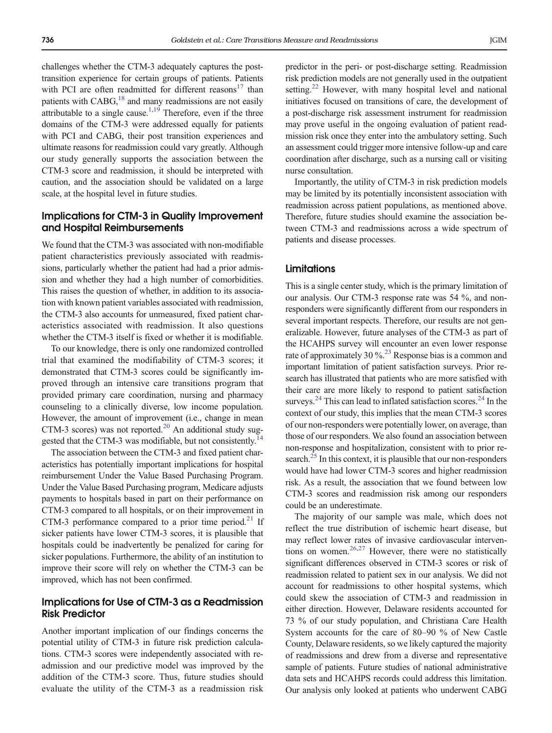challenges whether the CTM-3 adequately captures the post-transition experience for certain groups of patients. Patients with PCI are often readmitted for different reasons[17] than patients with CABG,[18] and many readmissions are not easily attributable to a single cause.[1,19] Therefore, even if the three domains of the CTM-3 were addressed equally for patients with PCI and CABG, their post transition experiences and ultimate reasons for readmission could vary greatly. Although our study generally supports the association between the CTM-3 score and readmission, it should be interpreted with caution, and the association should be validated on a large scale, at the hospital level in future studies.

## Implications for CTM-3 in Quality Improvement and Hospital Reimbursements

We found that the CTM-3 was associated with non-modifiable patient characteristics previously associated with readmissions, particularly whether the patient had had a prior admission and whether they had a high number of comorbidities. This raises the question of whether, in addition to its association with known patient variables associated with readmission, the CTM-3 also accounts for unmeasured, fixed patient characteristics associated with readmission. It also questions whether the CTM-3 itself is fixed or whether it is modifiable.

To our knowledge, there is only one randomized controlled trial that examined the modifiability of CTM-3 scores; it demonstrated that CTM-3 scores could be significantly improved through an intensive care transitions program that provided primary care coordination, nursing and pharmacy counseling to a clinically diverse, low income population. However, the amount of improvement (i.e., change in mean CTM-3 scores) was not reported.[20] An additional study suggested that the CTM-3 was modifiable, but not consistently.[14]

The association between the CTM-3 and fixed patient characteristics has potentially important implications for hospital reimbursement Under the Value Based Purchasing Program. Under the Value Based Purchasing program, Medicare adjusts payments to hospitals based in part on their performance on CTM-3 compared to all hospitals, or on their improvement in CTM-3 performance compared to a prior time period.[21] If sicker patients have lower CTM-3 scores, it is plausible that hospitals could be inadvertently be penalized for caring for sicker populations. Furthermore, the ability of an institution to improve their score will rely on whether the CTM-3 can be improved, which has not been confirmed.

## Implications for Use of CTM-3 as a Readmission Risk Predictor

Another important implication of our findings concerns the potential utility of CTM-3 in future risk prediction calculations. CTM-3 scores were independently associated with readmission and our predictive model was improved by the addition of the CTM-3 score. Thus, future studies should evaluate the utility of the CTM-3 as a readmission risk predictor in the peri- or post-discharge setting. Readmission risk prediction models are not generally used in the outpatient setting.[22] However, with many hospital level and national initiatives focused on transitions of care, the development of a post-discharge risk assessment instrument for readmission may prove useful in the ongoing evaluation of patient readmission risk once they enter into the ambulatory setting. Such an assessment could trigger more intensive follow-up and care coordination after discharge, such as a nursing call or visiting nurse consultation.

Importantly, the utility of CTM-3 in risk prediction models may be limited by its potentially inconsistent association with readmission across patient populations, as mentioned above. Therefore, future studies should examine the association between CTM-3 and readmissions across a wide spectrum of patients and disease processes.

## Limitations

This is a single center study, which is the primary limitation of our analysis. Our CTM-3 response rate was 54 %, and non-responders were significantly different from our responders in several important respects. Therefore, our results are not generalizable. However, future analyses of the CTM-3 as part of the HCAHPS survey will encounter an even lower response rate of approximately 30 %.[23] Response bias is a common and important limitation of patient satisfaction surveys. Prior research has illustrated that patients who are more satisfied with their care are more likely to respond to patient satisfaction surveys.[24] This can lead to inflated satisfaction scores.[24] In the context of our study, this implies that the mean CTM-3 scores of our non-responders were potentially lower, on average, than those of our responders. We also found an association between non-response and hospitalization, consistent with to prior research.[25] In this context, it is plausible that our non-responders would have had lower CTM-3 scores and higher readmission risk. As a result, the association that we found between low CTM-3 scores and readmission risk among our responders could be an underestimate.

The majority of our sample was male, which does not reflect the true distribution of ischemic heart disease, but may reflect lower rates of invasive cardiovascular interventions on women.[26,27] However, there were no statistically significant differences observed in CTM-3 scores or risk of readmission related to patient sex in our analysis. We did not account for readmissions to other hospital systems, which could skew the association of CTM-3 and readmission in either direction. However, Delaware residents accounted for 73 % of our study population, and Christiana Care Health System accounts for the care of 80–90 % of New Castle County, Delaware residents, so we likely captured the majority of readmissions and drew from a diverse and representative sample of patients. Future studies of national administrative data sets and HCAHPS records could address this limitation. Our analysis only looked at patients who underwent CABG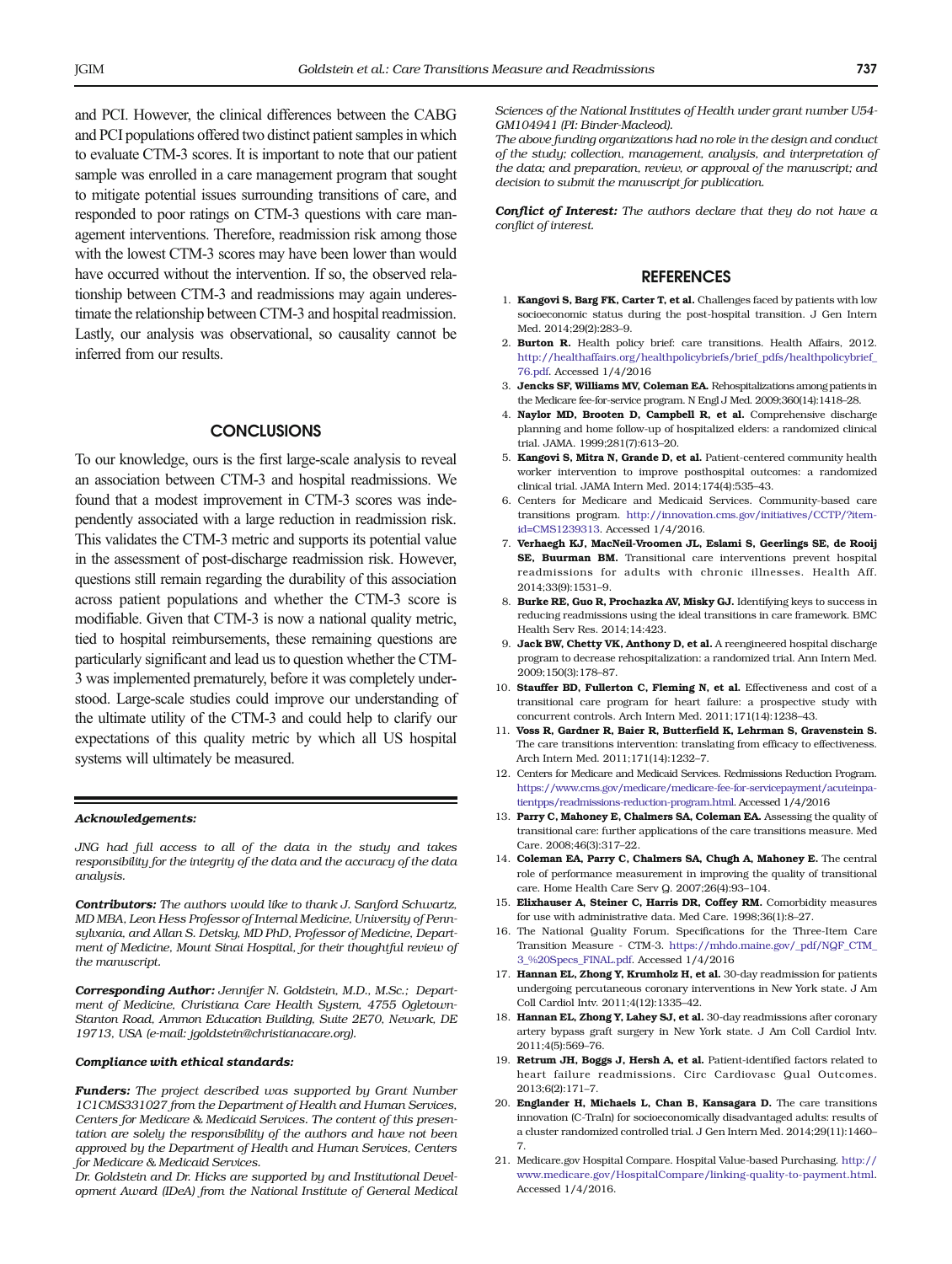and PCI. However, the clinical differences between the CABG and PCI populations offered two distinct patient samples in which to evaluate CTM-3 scores. It is important to note that our patient sample was enrolled in a care management program that sought to mitigate potential issues surrounding transitions of care, and responded to poor ratings on CTM-3 questions with care management interventions. Therefore, readmission risk among those with the lowest CTM-3 scores may have been lower than would have occurred without the intervention. If so, the observed relationship between CTM-3 and readmissions may again underestimate the relationship between CTM-3 and hospital readmission. Lastly, our analysis was observational, so causality cannot be inferred from our results.

## CONCLUSIONS

To our knowledge, ours is the first large-scale analysis to reveal an association between CTM-3 and hospital readmissions. We found that a modest improvement in CTM-3 scores was independently associated with a large reduction in readmission risk. This validates the CTM-3 metric and supports its potential value in the assessment of post-discharge readmission risk. However, questions still remain regarding the durability of this association across patient populations and whether the CTM-3 score is modifiable. Given that CTM-3 is now a national quality metric, tied to hospital reimbursements, these remaining questions are particularly significant and lead us to question whether the CTM-3 was implemented prematurely, before it was completely understood. Large-scale studies could improve our understanding of the ultimate utility of the CTM-3 and could help to clarify our expectations of this quality metric by which all US hospital systems will ultimately be measured.

***Acknowledgements:***

*JNG had full access to all of the data in the study and takes responsibility for the integrity of the data and the accuracy of the data analysis.*

***Contributors:*** *The authors would like to thank J. Sanford Schwartz, MD MBA, Leon Hess Professor of Internal Medicine, University of Pennsylvania, and Allan S. Detsky, MD PhD, Professor of Medicine, Department of Medicine, Mount Sinai Hospital, for their thoughtful review of the manuscript.*

***Corresponding Author:*** *Jennifer N. Goldstein, M.D., M.Sc.; Department of Medicine, Christiana Care Health System, 4755 Ogletown-Stanton Road, Ammon Education Building, Suite 2E70, Newark, DE 19713, USA (e-mail: jgoldstein@christianacare.org).*

***Compliance with ethical standards:***

***Funders:*** *The project described was supported by Grant Number 1C1CMS331027 from the Department of Health and Human Services, Centers for Medicare & Medicaid Services. The content of this presentation are solely the responsibility of the authors and have not been approved by the Department of Health and Human Services, Centers for Medicare & Medicaid Services.*

*Dr. Goldstein and Dr. Hicks are supported by and Institutional Development Award (IDeA) from the National Institute of General Medical Sciences of the National Institutes of Health under grant number U54-GM104941 (PI: Binder-Macleod).*

*The above funding organizations had no role in the design and conduct of the study; collection, management, analysis, and interpretation of the data; and preparation, review, or approval of the manuscript; and decision to submit the manuscript for publication.*

***Conflict of Interest:*** *The authors declare that they do not have a conflict of interest.*

## REFERENCES

1. **Kangovi S, Barg FK, Carter T, et al.** Challenges faced by patients with low socioeconomic status during the post-hospital transition. J Gen Intern Med. 2014;29(2):283–9.
2. **Burton R.** Health policy brief: care transitions. Health Affairs, 2012. http://healthaffairs.org/healthpolicybriefs/brief_pdfs/healthpolicybrief_76.pdf. Accessed 1/4/2016
3. **Jencks SF, Williams MV, Coleman EA.** Rehospitalizations among patients in the Medicare fee-for-service program. N Engl J Med. 2009;360(14):1418–28.
4. **Naylor MD, Brooten D, Campbell R, et al.** Comprehensive discharge planning and home follow-up of hospitalized elders: a randomized clinical trial. JAMA. 1999;281(7):613–20.
5. **Kangovi S, Mitra N, Grande D, et al.** Patient-centered community health worker intervention to improve posthospital outcomes: a randomized clinical trial. JAMA Intern Med. 2014;174(4):535–43.
6. Centers for Medicare and Medicaid Services. Community-based care transitions program. http://innovation.cms.gov/initiatives/CCTP/?item-id=CMS1239313. Accessed 1/4/2016.
7. **Verhaegh KJ, MacNeil-Vroomen JL, Eslami S, Geerlings SE, de Rooij SE, Buurman BM.** Transitional care interventions prevent hospital readmissions for adults with chronic illnesses. Health Aff. 2014;33(9):1531–9.
8. **Burke RE, Guo R, Prochazka AV, Misky GJ.** Identifying keys to success in reducing readmissions using the ideal transitions in care framework. BMC Health Serv Res. 2014;14:423.
9. **Jack BW, Chetty VK, Anthony D, et al.** A reengineered hospital discharge program to decrease rehospitalization: a randomized trial. Ann Intern Med. 2009;150(3):178–87.
10. **Stauffer BD, Fullerton C, Fleming N, et al.** Effectiveness and cost of a transitional care program for heart failure: a prospective study with concurrent controls. Arch Intern Med. 2011;171(14):1238–43.
11. **Voss R, Gardner R, Baier R, Butterfield K, Lehrman S, Gravenstein S.** The care transitions intervention: translating from efficacy to effectiveness. Arch Intern Med. 2011;171(14):1232–7.
12. Centers for Medicare and Medicaid Services. Redmissions Reduction Program. https://www.cms.gov/medicare/medicare-fee-for-servicepayment/acuteinpatientpps/readmissions-reduction-program.html. Accessed 1/4/2016
13. **Parry C, Mahoney E, Chalmers SA, Coleman EA.** Assessing the quality of transitional care: further applications of the care transitions measure. Med Care. 2008;46(3):317–22.
14. **Coleman EA, Parry C, Chalmers SA, Chugh A, Mahoney E.** The central role of performance measurement in improving the quality of transitional care. Home Health Care Serv Q. 2007;26(4):93–104.
15. **Elixhauser A, Steiner C, Harris DR, Coffey RM.** Comorbidity measures for use with administrative data. Med Care. 1998;36(1):8–27.
16. The National Quality Forum. Specifications for the Three-Item Care Transition Measure - CTM-3. https://mhdo.maine.gov/_pdf/NQF_CTM_3_%20Specs_FINAL.pdf. Accessed 1/4/2016
17. **Hannan EL, Zhong Y, Krumholz H, et al.** 30-day readmission for patients undergoing percutaneous coronary interventions in New York state. J Am Coll Cardiol Intv. 2011;4(12):1335–42.
18. **Hannan EL, Zhong Y, Lahey SJ, et al.** 30-day readmissions after coronary artery bypass graft surgery in New York state. J Am Coll Cardiol Intv. 2011;4(5):569–76.
19. **Retrum JH, Boggs J, Hersh A, et al.** Patient-identified factors related to heart failure readmissions. Circ Cardiovasc Qual Outcomes. 2013;6(2):171–7.
20. **Englander H, Michaels L, Chan B, Kansagara D.** The care transitions innovation (C-TraIn) for socioeconomically disadvantaged adults: results of a cluster randomized controlled trial. J Gen Intern Med. 2014;29(11):1460–7.
21. Medicare.gov Hospital Compare. Hospital Value-based Purchasing. http://www.medicare.gov/HospitalCompare/linking-quality-to-payment.html. Accessed 1/4/2016.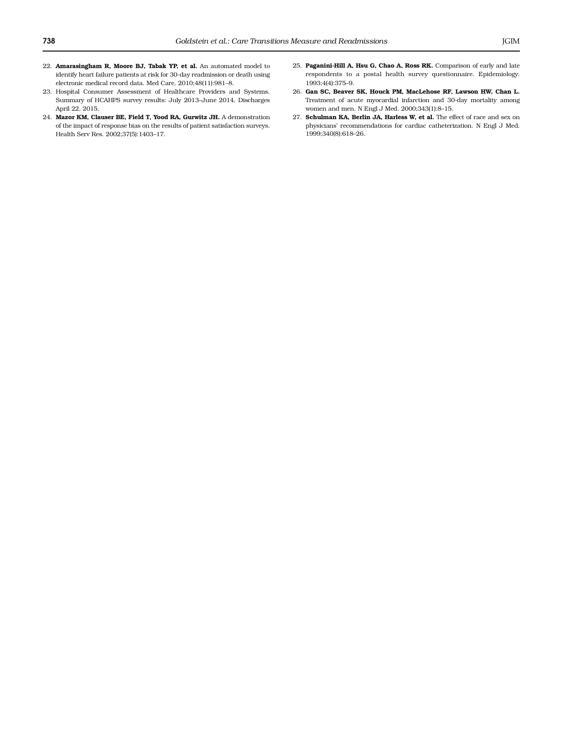22. **Amarasingham R, Moore BJ, Tabak YP, et al.** An automated model to identify heart failure patients at risk for 30-day readmission or death using electronic medical record data. Med Care. 2010;48(11):981–8.
23. Hospital Consumer Assessment of Healthcare Providers and Systems. Summary of HCAHPS survey results: July 2013–June 2014, Discharges April 22, 2015.
24. **Mazor KM, Clauser BE, Field T, Yood RA, Gurwitz JH.** A demonstration of the impact of response bias on the results of patient satisfaction surveys. Health Serv Res. 2002;37(5):1403–17.
25. **Paganini-Hill A, Hsu G, Chao A, Ross RK.** Comparison of early and late respondents to a postal health survey questionnaire. Epidemiology. 1993;4(4):375–9.
26. **Gan SC, Beaver SK, Houck PM, MacLehose RF, Lawson HW, Chan L.** Treatment of acute myocardial infarction and 30-day mortality among women and men. N Engl J Med. 2000;343(1):8–15.
27. **Schulman KA, Berlin JA, Harless W, et al.** The effect of race and sex on physicians' recommendations for cardiac catheterization. N Engl J Med. 1999;340(8):618–26.